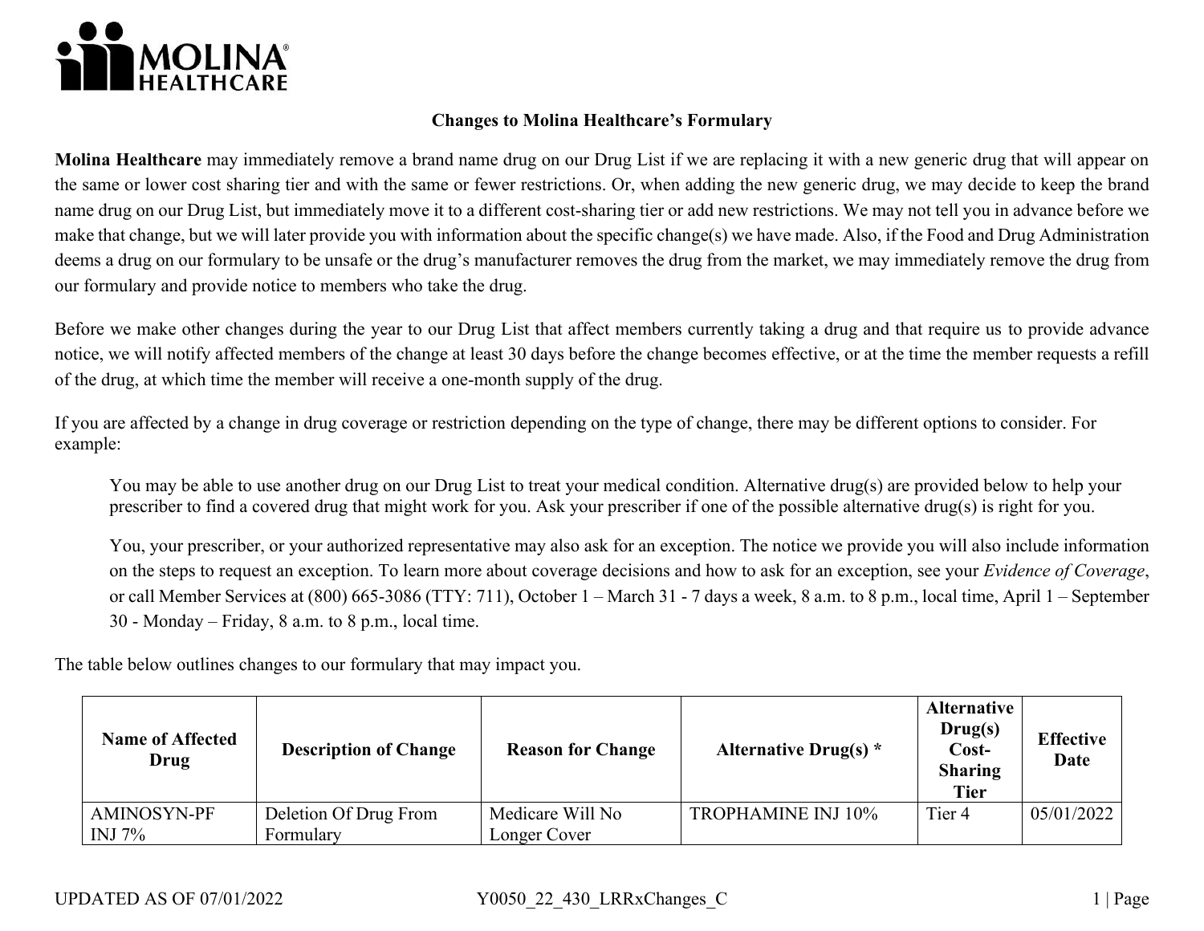**MOLINA HEALTHCARE**

## Changes to Molina Healthcare's Formulary

**Molina Healthcare** may immediately remove a brand name drug on our Drug List if we are replacing it with a new generic drug that will appear on the same or lower cost sharing tier and with the same or fewer restrictions. Or, when adding the new generic drug, we may decide to keep the brand name drug on our Drug List, but immediately move it to a different cost-sharing tier or add new restrictions. We may not tell you in advance before we make that change, but we will later provide you with information about the specific change(s) we have made. Also, if the Food and Drug Administration deems a drug on our formulary to be unsafe or the drug's manufacturer removes the drug from the market, we may immediately remove the drug from our formulary and provide notice to members who take the drug.

Before we make other changes during the year to our Drug List that affect members currently taking a drug and that require us to provide advance notice, we will notify affected members of the change at least 30 days before the change becomes effective, or at the time the member requests a refill of the drug, at which time the member will receive a one-month supply of the drug.

If you are affected by a change in drug coverage or restriction depending on the type of change, there may be different options to consider. For example:

> You may be able to use another drug on our Drug List to treat your medical condition. Alternative drug(s) are provided below to help your prescriber to find a covered drug that might work for you. Ask your prescriber if one of the possible alternative drug(s) is right for you.
>
> You, your prescriber, or your authorized representative may also ask for an exception. The notice we provide you will also include information on the steps to request an exception. To learn more about coverage decisions and how to ask for an exception, see your *Evidence of Coverage*, or call Member Services at (800) 665-3086 (TTY: 711), October 1 – March 31 - 7 days a week, 8 a.m. to 8 p.m., local time, April 1 – September 30 - Monday – Friday, 8 a.m. to 8 p.m., local time.

The table below outlines changes to our formulary that may impact you.

| Name of Affected Drug | Description of Change | Reason for Change | Alternative Drug(s) * | Alternative Drug(s) Cost-Sharing Tier | Effective Date |
|---|---|---|---|---|---|
| AMINOSYN-PF INJ 7% | Deletion Of Drug From Formulary | Medicare Will No Longer Cover | TROPHAMINE INJ 10% | Tier 4 | 05/01/2022 |

UPDATED AS OF 07/01/2022 Y0050_22_430_LRRxChanges_C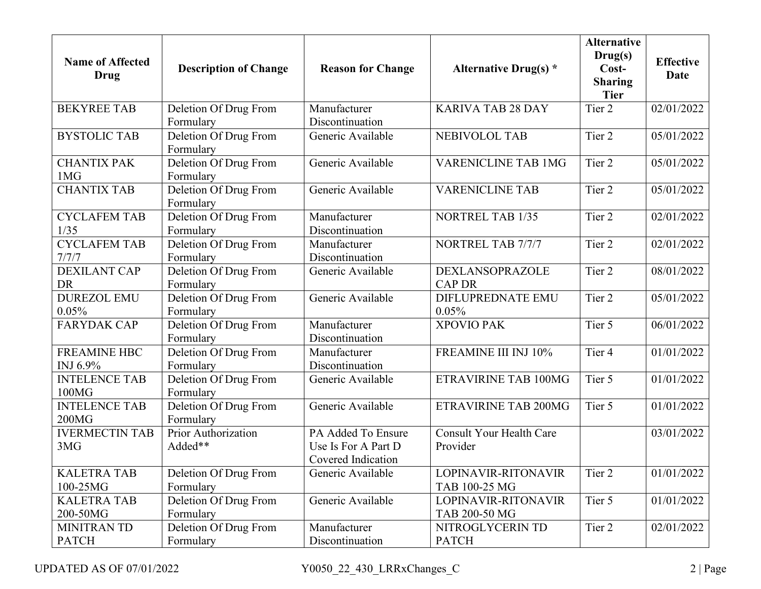| Name of Affected Drug | Description of Change | Reason for Change | Alternative Drug(s) * | Alternative Drug(s) Cost-Sharing Tier | Effective Date |
|---|---|---|---|---|---|
| BEKYREE TAB | Deletion Of Drug From Formulary | Manufacturer Discontinuation | KARIVA TAB 28 DAY | Tier 2 | 02/01/2022 |
| BYSTOLIC TAB | Deletion Of Drug From Formulary | Generic Available | NEBIVOLOL TAB | Tier 2 | 05/01/2022 |
| CHANTIX PAK 1MG | Deletion Of Drug From Formulary | Generic Available | VARENICLINE TAB 1MG | Tier 2 | 05/01/2022 |
| CHANTIX TAB | Deletion Of Drug From Formulary | Generic Available | VARENICLINE TAB | Tier 2 | 05/01/2022 |
| CYCLAFEM TAB 1/35 | Deletion Of Drug From Formulary | Manufacturer Discontinuation | NORTREL TAB 1/35 | Tier 2 | 02/01/2022 |
| CYCLAFEM TAB 7/7/7 | Deletion Of Drug From Formulary | Manufacturer Discontinuation | NORTREL TAB 7/7/7 | Tier 2 | 02/01/2022 |
| DEXILANT CAP DR | Deletion Of Drug From Formulary | Generic Available | DEXLANSOPRAZOLE CAP DR | Tier 2 | 08/01/2022 |
| DUREZOL EMU 0.05% | Deletion Of Drug From Formulary | Generic Available | DIFLUPREDNATE EMU 0.05% | Tier 2 | 05/01/2022 |
| FARYDAK CAP | Deletion Of Drug From Formulary | Manufacturer Discontinuation | XPOVIO PAK | Tier 5 | 06/01/2022 |
| FREAMINE HBC INJ 6.9% | Deletion Of Drug From Formulary | Manufacturer Discontinuation | FREAMINE III INJ 10% | Tier 4 | 01/01/2022 |
| INTELENCE TAB 100MG | Deletion Of Drug From Formulary | Generic Available | ETRAVIRINE TAB 100MG | Tier 5 | 01/01/2022 |
| INTELENCE TAB 200MG | Deletion Of Drug From Formulary | Generic Available | ETRAVIRINE TAB 200MG | Tier 5 | 01/01/2022 |
| IVERMECTIN TAB 3MG | Prior Authorization Added** | PA Added To Ensure Use Is For A Part D Covered Indication | Consult Your Health Care Provider | | 03/01/2022 |
| KALETRA TAB 100-25MG | Deletion Of Drug From Formulary | Generic Available | LOPINAVIR-RITONAVIR TAB 100-25 MG | Tier 2 | 01/01/2022 |
| KALETRA TAB 200-50MG | Deletion Of Drug From Formulary | Generic Available | LOPINAVIR-RITONAVIR TAB 200-50 MG | Tier 5 | 01/01/2022 |
| MINITRAN TD PATCH | Deletion Of Drug From Formulary | Manufacturer Discontinuation | NITROGLYCERIN TD PATCH | Tier 2 | 02/01/2022 |

UPDATED AS OF 07/01/2022 Y0050_22_430_LRRxChanges_C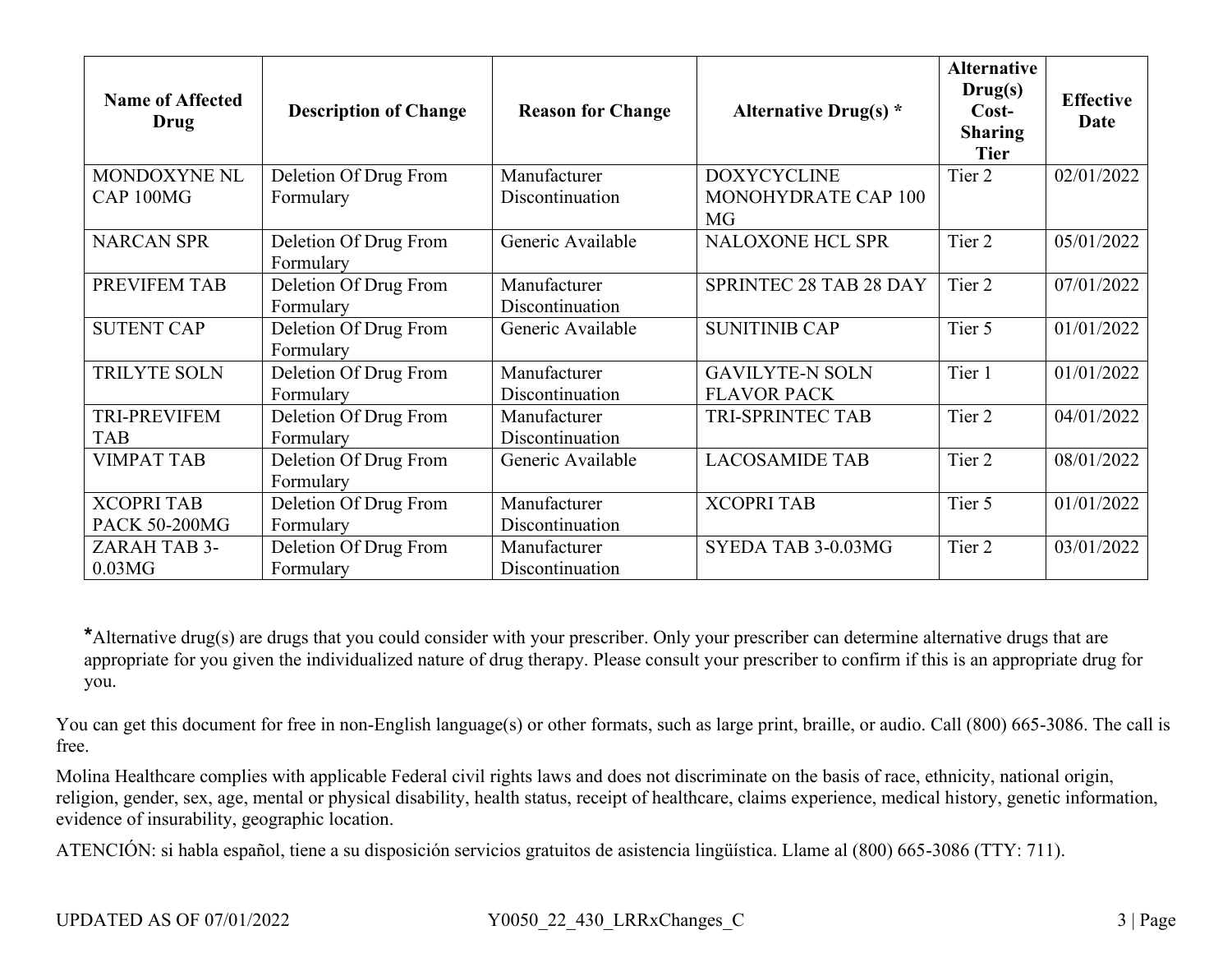| Name of Affected Drug | Description of Change | Reason for Change | Alternative Drug(s) * | Alternative Drug(s) Cost-Sharing Tier | Effective Date |
|---|---|---|---|---|---|
| MONDOXYNE NL CAP 100MG | Deletion Of Drug From Formulary | Manufacturer Discontinuation | DOXYCYCLINE MONOHYDRATE CAP 100 MG | Tier 2 | 02/01/2022 |
| NARCAN SPR | Deletion Of Drug From Formulary | Generic Available | NALOXONE HCL SPR | Tier 2 | 05/01/2022 |
| PREVIFEM TAB | Deletion Of Drug From Formulary | Manufacturer Discontinuation | SPRINTEC 28 TAB 28 DAY | Tier 2 | 07/01/2022 |
| SUTENT CAP | Deletion Of Drug From Formulary | Generic Available | SUNITINIB CAP | Tier 5 | 01/01/2022 |
| TRILYTE SOLN | Deletion Of Drug From Formulary | Manufacturer Discontinuation | GAVILYTE-N SOLN FLAVOR PACK | Tier 1 | 01/01/2022 |
| TRI-PREVIFEM TAB | Deletion Of Drug From Formulary | Manufacturer Discontinuation | TRI-SPRINTEC TAB | Tier 2 | 04/01/2022 |
| VIMPAT TAB | Deletion Of Drug From Formulary | Generic Available | LACOSAMIDE TAB | Tier 2 | 08/01/2022 |
| XCOPRI TAB PACK 50-200MG | Deletion Of Drug From Formulary | Manufacturer Discontinuation | XCOPRI TAB | Tier 5 | 01/01/2022 |
| ZARAH TAB 3-0.03MG | Deletion Of Drug From Formulary | Manufacturer Discontinuation | SYEDA TAB 3-0.03MG | Tier 2 | 03/01/2022 |

*Alternative drug(s) are drugs that you could consider with your prescriber. Only your prescriber can determine alternative drugs that are appropriate for you given the individualized nature of drug therapy. Please consult your prescriber to confirm if this is an appropriate drug for you.

You can get this document for free in non-English language(s) or other formats, such as large print, braille, or audio. Call (800) 665-3086. The call is free.

Molina Healthcare complies with applicable Federal civil rights laws and does not discriminate on the basis of race, ethnicity, national origin, religion, gender, sex, age, mental or physical disability, health status, receipt of healthcare, claims experience, medical history, genetic information, evidence of insurability, geographic location.

ATENCIÓN: si habla español, tiene a su disposición servicios gratuitos de asistencia lingüística. Llame al (800) 665-3086 (TTY: 711).

UPDATED AS OF 07/01/2022 Y0050_22_430_LRRxChanges_C